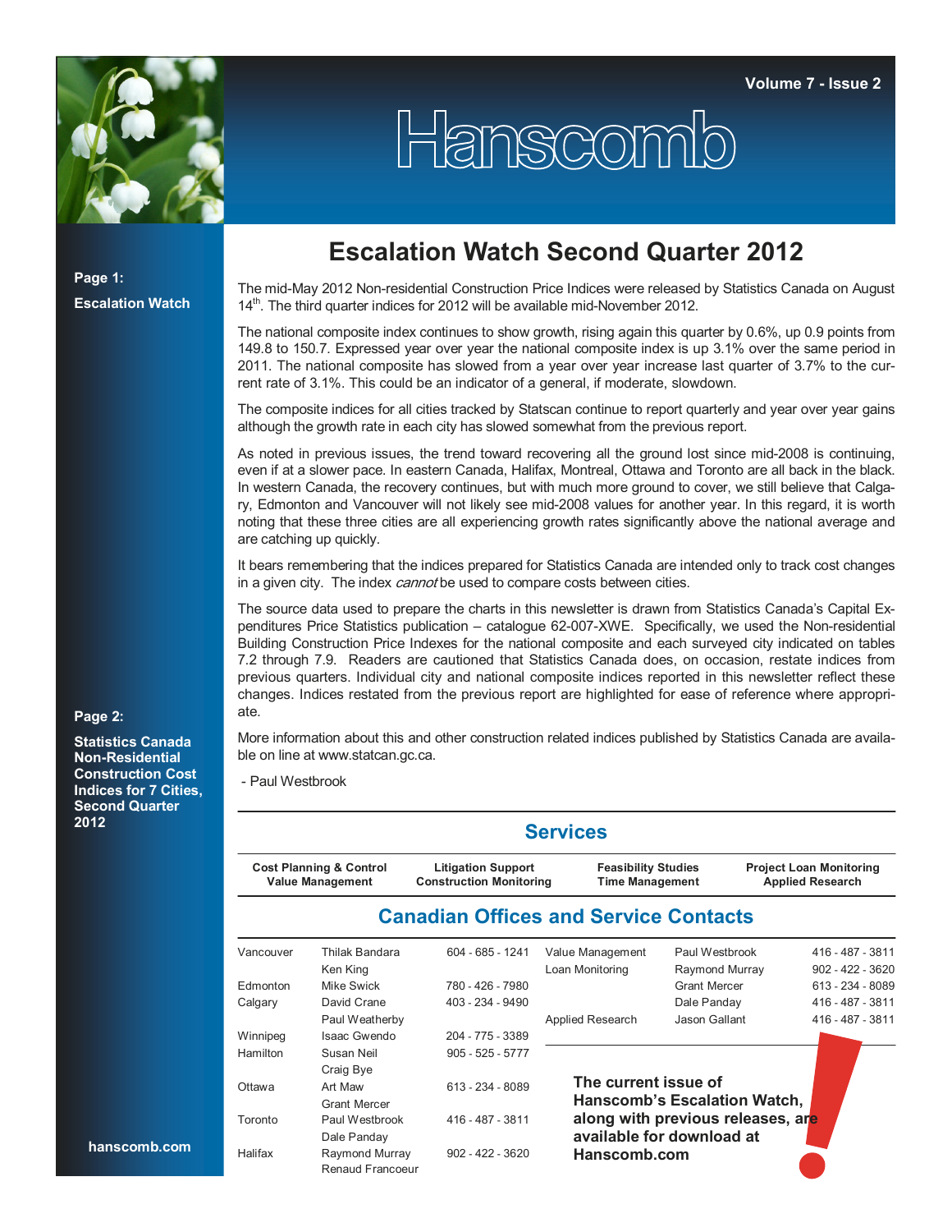# Hanscomb

Volume 7 - Issue 2

**Page 1:**

**Escalation Watch**

**Page 2:**

**Statistics Canada Non-Residential Construction Cost Indices for 7 Cities, Second Quarter 2012**

## Escalation Watch Second Quarter 2012

The mid-May 2012 Non-residential Construction Price Indices were released by Statistics Canada on August 14th. The third quarter indices for 2012 will be available mid-November 2012.

The national composite index continues to show growth, rising again this quarter by 0.6%, up 0.9 points from 149.8 to 150.7. Expressed year over year the national composite index is up 3.1% over the same period in 2011. The national composite has slowed from a year over year increase last quarter of 3.7% to the current rate of 3.1%. This could be an indicator of a general, if moderate, slowdown.

The composite indices for all cities tracked by Statscan continue to report quarterly and year over year gains although the growth rate in each city has slowed somewhat from the previous report.

As noted in previous issues, the trend toward recovering all the ground lost since mid-2008 is continuing, even if at a slower pace. In eastern Canada, Halifax, Montreal, Ottawa and Toronto are all back in the black. In western Canada, the recovery continues, but with much more ground to cover, we still believe that Calgary, Edmonton and Vancouver will not likely see mid-2008 values for another year. In this regard, it is worth noting that these three cities are all experiencing growth rates significantly above the national average and are catching up quickly.

It bears remembering that the indices prepared for Statistics Canada are intended only to track cost changes in a given city. The index *cannot* be used to compare costs between cities.

The source data used to prepare the charts in this newsletter is drawn from Statistics Canada's Capital Expenditures Price Statistics publication – catalogue 62-007-XWE. Specifically, we used the Non-residential Building Construction Price Indexes for the national composite and each surveyed city indicated on tables 7.2 through 7.9. Readers are cautioned that Statistics Canada does, on occasion, restate indices from previous quarters. Individual city and national composite indices reported in this newsletter reflect these changes. Indices restated from the previous report are highlighted for ease of reference where appropriate.

More information about this and other construction related indices published by Statistics Canada are available on line at www.statcan.gc.ca.

- Paul Westbrook

## Services

| Cost Planning & Control | Litigation Support | Feasibility Studies | Project Loan Monitoring |
|---|---|---|---|
| Value Management | Construction Monitoring | Time Management | Applied Research |

## Canadian Offices and Service Contacts

| Office | Contact | Phone |
|---|---|---|
| Vancouver | Thilak Bandara | 604 - 685 - 1241 |
| | Ken King | |
| Edmonton | Mike Swick | 780 - 426 - 7980 |
| Calgary | David Crane | 403 - 234 - 9490 |
| | Paul Weatherby | |
| Winnipeg | Isaac Gwendo | 204 - 775 - 3389 |
| Hamilton | Susan Neil | 905 - 525 - 5777 |
| | Craig Bye | |
| Ottawa | Art Maw | 613 - 234 - 8089 |
| | Grant Mercer | |
| Toronto | Paul Westbrook | 416 - 487 - 3811 |
| | Dale Panday | |
| Halifax | Raymond Murray | 902 - 422 - 3620 |
| | Renaud Francoeur | |

| Service | Contact | Phone |
|---|---|---|
| Value Management | Paul Westbrook | 416 - 487 - 3811 |
| Loan Monitoring | Raymond Murray | 902 - 422 - 3620 |
| | Grant Mercer | 613 - 234 - 8089 |
| | Dale Panday | 416 - 487 - 3811 |
| Applied Research | Jason Gallant | 416 - 487 - 3811 |

**The current issue of Hanscomb's Escalation Watch, along with previous releases, are available for download at Hanscomb.com**

hanscomb.com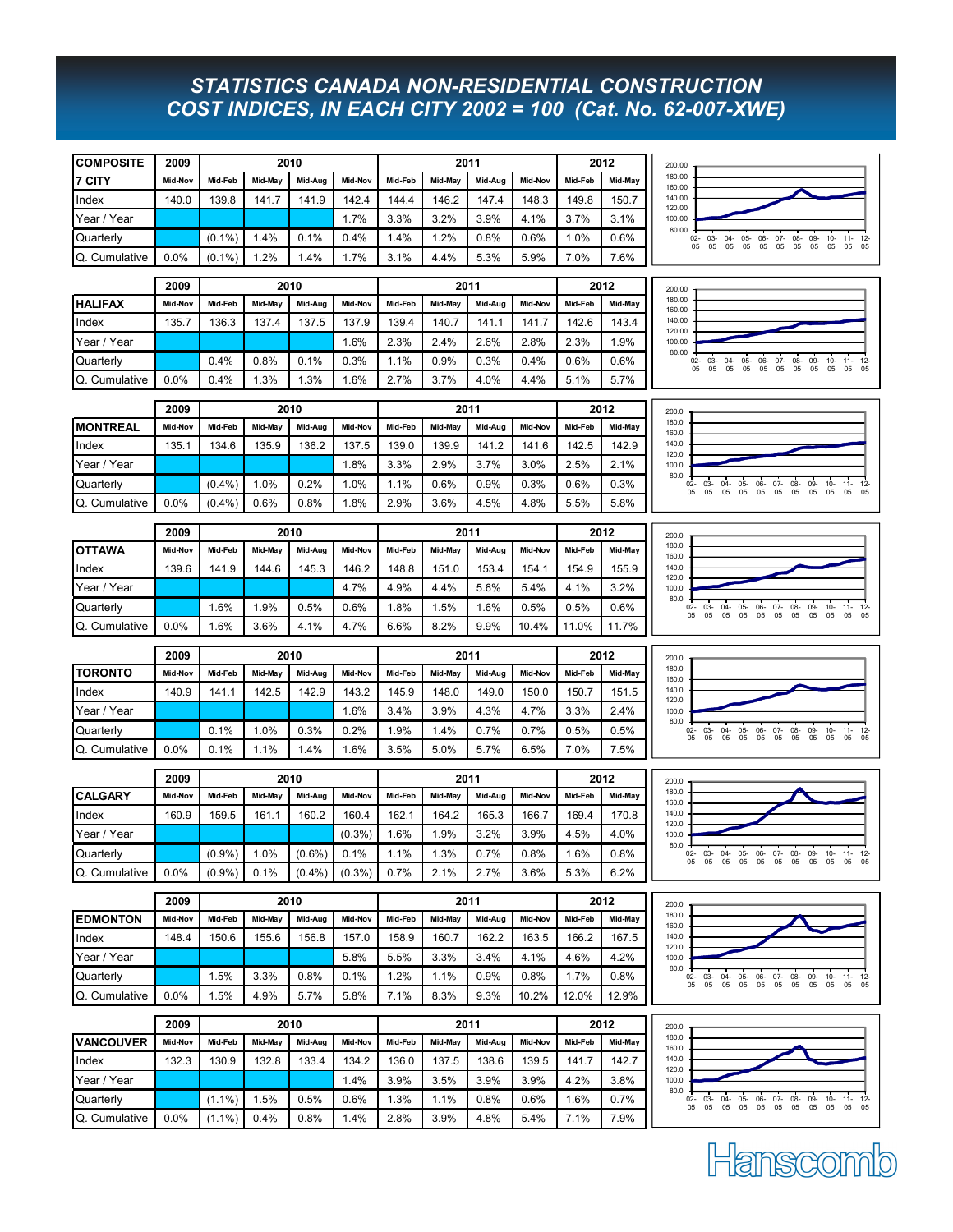# STATISTICS CANADA NON-RESIDENTIAL CONSTRUCTION COST INDICES, IN EACH CITY 2002 = 100 (Cat. No. 62-007-XWE)

| COMPOSITE | 2009 | 2010 | | | | 2011 | | | | 2012 | |
|---|---|---|---|---|---|---|---|---|---|---|---|
| 7 CITY | Mid-Nov | Mid-Feb | Mid-May | Mid-Aug | Mid-Nov | Mid-Feb | Mid-May | Mid-Aug | Mid-Nov | Mid-Feb | Mid-May |
| Index | 140.0 | 139.8 | 141.7 | 141.9 | 142.4 | 144.4 | 146.2 | 147.4 | 148.3 | 149.8 | 150.7 |
| Year / Year | | | | | 1.7% | 3.3% | 3.2% | 3.9% | 4.1% | 3.7% | 3.1% |
| Quarterly | | (0.1%) | 1.4% | 0.1% | 0.4% | 1.4% | 1.2% | 0.8% | 0.6% | 1.0% | 0.6% |
| Q. Cumulative | 0.0% | (0.1%) | 1.2% | 1.4% | 1.7% | 3.1% | 4.4% | 5.3% | 5.9% | 7.0% | 7.6% |

200.00
180.00
160.00
140.00
120.00
100.00
80.00
02-05 03-05 04-05 05-05 06-05 07-05 08-05 09-05 10-05 11-05 12-05

| | 2009 | 2010 | | | | 2011 | | | | 2012 | |
|---|---|---|---|---|---|---|---|---|---|---|---|
| HALIFAX | Mid-Nov | Mid-Feb | Mid-May | Mid-Aug | Mid-Nov | Mid-Feb | Mid-May | Mid-Aug | Mid-Nov | Mid-Feb | Mid-May |
| Index | 135.7 | 136.3 | 137.4 | 137.5 | 137.9 | 139.4 | 140.7 | 141.1 | 141.7 | 142.6 | 143.4 |
| Year / Year | | | | | 1.6% | 2.3% | 2.4% | 2.6% | 2.8% | 2.3% | 1.9% |
| Quarterly | | 0.4% | 0.8% | 0.1% | 0.3% | 1.1% | 0.9% | 0.3% | 0.4% | 0.6% | 0.6% |
| Q. Cumulative | 0.0% | 0.4% | 1.3% | 1.3% | 1.6% | 2.7% | 3.7% | 4.0% | 4.4% | 5.1% | 5.7% |

200.00
180.00
160.00
140.00
120.00
100.00
80.00
02-05 03-05 04-05 05-05 06-05 07-05 08-05 09-05 10-05 11-05 12-05

| | 2009 | 2010 | | | | 2011 | | | | 2012 | |
|---|---|---|---|---|---|---|---|---|---|---|---|
| MONTREAL | Mid-Nov | Mid-Feb | Mid-May | Mid-Aug | Mid-Nov | Mid-Feb | Mid-May | Mid-Aug | Mid-Nov | Mid-Feb | Mid-May |
| Index | 135.1 | 134.6 | 135.9 | 136.2 | 137.5 | 139.0 | 139.9 | 141.2 | 141.6 | 142.5 | 142.9 |
| Year / Year | | | | | 1.8% | 3.3% | 2.9% | 3.7% | 3.0% | 2.5% | 2.1% |
| Quarterly | | (0.4%) | 1.0% | 0.2% | 1.0% | 1.1% | 0.6% | 0.9% | 0.3% | 0.6% | 0.3% |
| Q. Cumulative | 0.0% | (0.4%) | 0.6% | 0.8% | 1.8% | 2.9% | 3.6% | 4.5% | 4.8% | 5.5% | 5.8% |

200.0
180.0
160.0
140.0
120.0
100.0
80.0
02-05 03-05 04-05 05-05 06-05 07-05 08-05 09-05 10-05 11-05 12-05

| | 2009 | 2010 | | | | 2011 | | | | 2012 | |
|---|---|---|---|---|---|---|---|---|---|---|---|
| OTTAWA | Mid-Nov | Mid-Feb | Mid-May | Mid-Aug | Mid-Nov | Mid-Feb | Mid-May | Mid-Aug | Mid-Nov | Mid-Feb | Mid-May |
| Index | 139.6 | 141.9 | 144.6 | 145.3 | 146.2 | 148.8 | 151.0 | 153.4 | 154.1 | 154.9 | 155.9 |
| Year / Year | | | | | 4.7% | 4.9% | 4.4% | 5.6% | 5.4% | 4.1% | 3.2% |
| Quarterly | | 1.6% | 1.9% | 0.5% | 0.6% | 1.8% | 1.5% | 1.6% | 0.5% | 0.5% | 0.6% |
| Q. Cumulative | 0.0% | 1.6% | 3.6% | 4.1% | 4.7% | 6.6% | 8.2% | 9.9% | 10.4% | 11.0% | 11.7% |

200.0
180.0
160.0
140.0
120.0
100.0
80.0
02-05 03-05 04-05 05-05 06-05 07-05 08-05 09-05 10-05 11-05 12-05

| | 2009 | 2010 | | | | 2011 | | | | 2012 | |
|---|---|---|---|---|---|---|---|---|---|---|---|
| TORONTO | Mid-Nov | Mid-Feb | Mid-May | Mid-Aug | Mid-Nov | Mid-Feb | Mid-May | Mid-Aug | Mid-Nov | Mid-Feb | Mid-May |
| Index | 140.9 | 141.1 | 142.5 | 142.9 | 143.2 | 145.9 | 148.0 | 149.0 | 150.0 | 150.7 | 151.5 |
| Year / Year | | | | | 1.6% | 3.4% | 3.9% | 4.3% | 4.7% | 3.3% | 2.4% |
| Quarterly | | 0.1% | 1.0% | 0.3% | 0.2% | 1.9% | 1.4% | 0.7% | 0.7% | 0.5% | 0.5% |
| Q. Cumulative | 0.0% | 0.1% | 1.1% | 1.4% | 1.6% | 3.5% | 5.0% | 5.7% | 6.5% | 7.0% | 7.5% |

200.0
180.0
160.0
140.0
120.0
100.0
80.0
02-05 03-05 04-05 05-05 06-05 07-05 08-05 09-05 10-05 11-05 12-05

| | 2009 | 2010 | | | | 2011 | | | | 2012 | |
|---|---|---|---|---|---|---|---|---|---|---|---|
| CALGARY | Mid-Nov | Mid-Feb | Mid-May | Mid-Aug | Mid-Nov | Mid-Feb | Mid-May | Mid-Aug | Mid-Nov | Mid-Feb | Mid-May |
| Index | 160.9 | 159.5 | 161.1 | 160.2 | 160.4 | 162.1 | 164.2 | 165.3 | 166.7 | 169.4 | 170.8 |
| Year / Year | | | | | (0.3%) | 1.6% | 1.9% | 3.2% | 3.9% | 4.5% | 4.0% |
| Quarterly | | (0.9%) | 1.0% | (0.6%) | 0.1% | 1.1% | 1.3% | 0.7% | 0.8% | 1.6% | 0.8% |
| Q. Cumulative | 0.0% | (0.9%) | 0.1% | (0.4%) | (0.3%) | 0.7% | 2.1% | 2.7% | 3.6% | 5.3% | 6.2% |

200.0
180.0
160.0
140.0
120.0
100.0
80.0
02-05 03-05 04-05 05-05 06-05 07-05 08-05 09-05 10-05 11-05 12-05

| | 2009 | 2010 | | | | 2011 | | | | 2012 | |
|---|---|---|---|---|---|---|---|---|---|---|---|
| EDMONTON | Mid-Nov | Mid-Feb | Mid-May | Mid-Aug | Mid-Nov | Mid-Feb | Mid-May | Mid-Aug | Mid-Nov | Mid-Feb | Mid-May |
| Index | 148.4 | 150.6 | 155.6 | 156.8 | 157.0 | 158.9 | 160.7 | 162.2 | 163.5 | 166.2 | 167.5 |
| Year / Year | | | | | 5.8% | 5.5% | 3.3% | 3.4% | 4.1% | 4.6% | 4.2% |
| Quarterly | | 1.5% | 3.3% | 0.8% | 0.1% | 1.2% | 1.1% | 0.9% | 0.8% | 1.7% | 0.8% |
| Q. Cumulative | 0.0% | 1.5% | 4.9% | 5.7% | 5.8% | 7.1% | 8.3% | 9.3% | 10.2% | 12.0% | 12.9% |

200.0
180.0
160.0
140.0
120.0
100.0
80.0
02-05 03-05 04-05 05-05 06-05 07-05 08-05 09-05 10-05 11-05 12-05

| | 2009 | 2010 | | | | 2011 | | | | 2012 | |
|---|---|---|---|---|---|---|---|---|---|---|---|
| VANCOUVER | Mid-Nov | Mid-Feb | Mid-May | Mid-Aug | Mid-Nov | Mid-Feb | Mid-May | Mid-Aug | Mid-Nov | Mid-Feb | Mid-May |
| Index | 132.3 | 130.9 | 132.8 | 133.4 | 134.2 | 136.0 | 137.5 | 138.6 | 139.5 | 141.7 | 142.7 |
| Year / Year | | | | | 1.4% | 3.9% | 3.5% | 3.9% | 3.9% | 4.2% | 3.8% |
| Quarterly | | (1.1%) | 1.5% | 0.5% | 0.6% | 1.3% | 1.1% | 0.8% | 0.6% | 1.6% | 0.7% |
| Q. Cumulative | 0.0% | (1.1%) | 0.4% | 0.8% | 1.4% | 2.8% | 3.9% | 4.8% | 5.4% | 7.1% | 7.9% |

200.0
180.0
160.0
140.0
120.0
100.0
80.0
02-05 03-05 04-05 05-05 06-05 07-05 08-05 09-05 10-05 11-05 12-05

Hanscomb